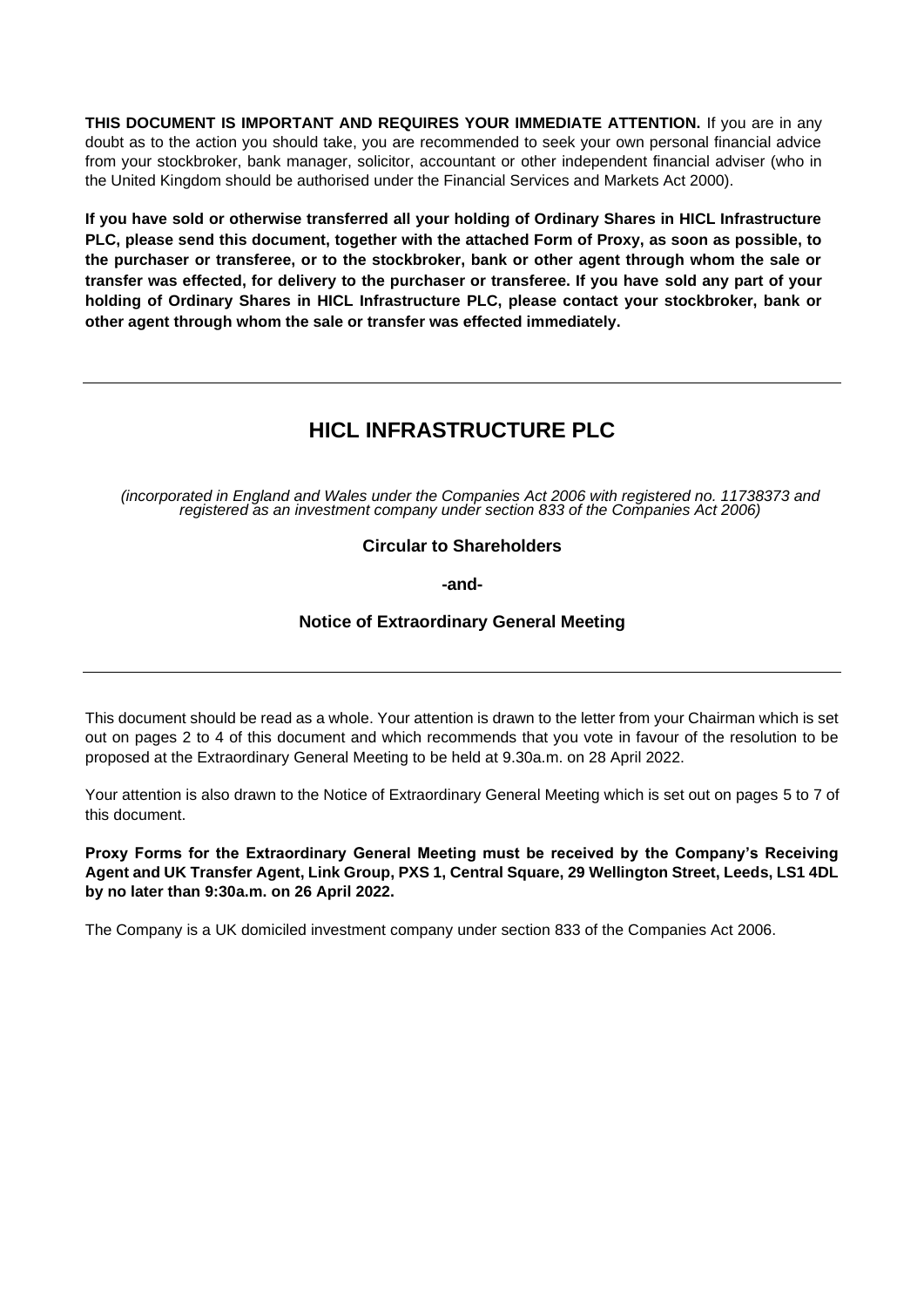**THIS DOCUMENT IS IMPORTANT AND REQUIRES YOUR IMMEDIATE ATTENTION.** If you are in any doubt as to the action you should take, you are recommended to seek your own personal financial advice from your stockbroker, bank manager, solicitor, accountant or other independent financial adviser (who in the United Kingdom should be authorised under the Financial Services and Markets Act 2000).

**If you have sold or otherwise transferred all your holding of Ordinary Shares in HICL Infrastructure PLC, please send this document, together with the attached Form of Proxy, as soon as possible, to the purchaser or transferee, or to the stockbroker, bank or other agent through whom the sale or transfer was effected, for delivery to the purchaser or transferee. If you have sold any part of your holding of Ordinary Shares in HICL Infrastructure PLC, please contact your stockbroker, bank or other agent through whom the sale or transfer was effected immediately.**

---

# HICL INFRASTRUCTURE PLC

*(incorporated in England and Wales under the Companies Act 2006 with registered no. 11738373 and registered as an investment company under section 833 of the Companies Act 2006)*

**Circular to Shareholders**

**-and-**

**Notice of Extraordinary General Meeting**

---

This document should be read as a whole. Your attention is drawn to the letter from your Chairman which is set out on pages 2 to 4 of this document and which recommends that you vote in favour of the resolution to be proposed at the Extraordinary General Meeting to be held at 9.30a.m. on 28 April 2022.

Your attention is also drawn to the Notice of Extraordinary General Meeting which is set out on pages 5 to 7 of this document.

**Proxy Forms for the Extraordinary General Meeting must be received by the Company's Receiving Agent and UK Transfer Agent, Link Group, PXS 1, Central Square, 29 Wellington Street, Leeds, LS1 4DL by no later than 9:30a.m. on 26 April 2022.**

The Company is a UK domiciled investment company under section 833 of the Companies Act 2006.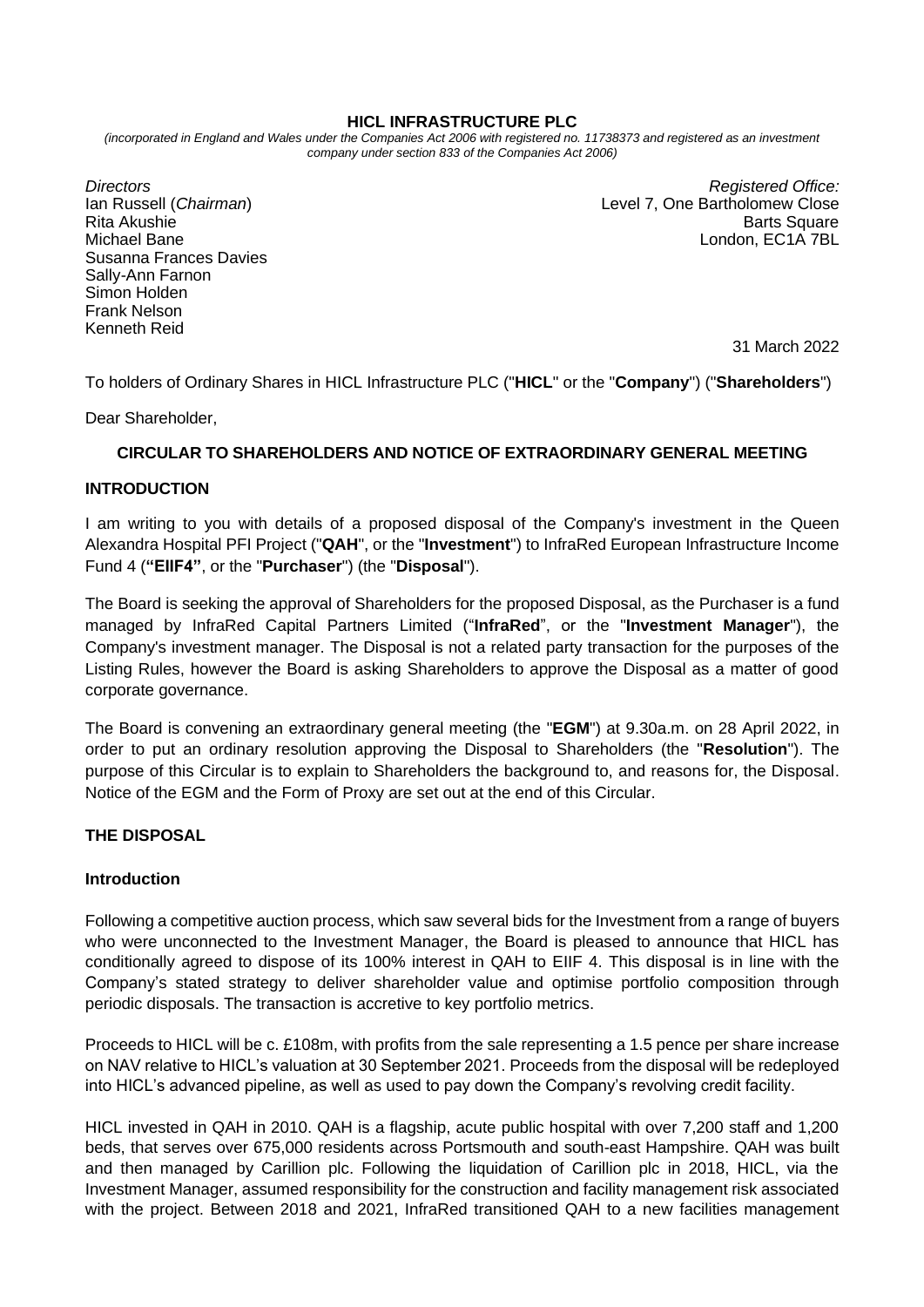**HICL INFRASTRUCTURE PLC**

*(incorporated in England and Wales under the Companies Act 2006 with registered no. 11738373 and registered as an investment company under section 833 of the Companies Act 2006)*

*Directors*
Ian Russell (*Chairman*)
Rita Akushie
Michael Bane
Susanna Frances Davies
Sally-Ann Farnon
Simon Holden
Frank Nelson
Kenneth Reid

*Registered Office:*
Level 7, One Bartholomew Close
Barts Square
London, EC1A 7BL

31 March 2022

To holders of Ordinary Shares in HICL Infrastructure PLC ("**HICL**" or the "**Company**") ("**Shareholders**")

Dear Shareholder,

## CIRCULAR TO SHAREHOLDERS AND NOTICE OF EXTRAORDINARY GENERAL MEETING

### INTRODUCTION

I am writing to you with details of a proposed disposal of the Company's investment in the Queen Alexandra Hospital PFI Project ("**QAH**", or the "**Investment**") to InfraRed European Infrastructure Income Fund 4 (**"EIIF4"**, or the "**Purchaser**") (the "**Disposal**").

The Board is seeking the approval of Shareholders for the proposed Disposal, as the Purchaser is a fund managed by InfraRed Capital Partners Limited ("**InfraRed**", or the "**Investment Manager**"), the Company's investment manager. The Disposal is not a related party transaction for the purposes of the Listing Rules, however the Board is asking Shareholders to approve the Disposal as a matter of good corporate governance.

The Board is convening an extraordinary general meeting (the "**EGM**") at 9.30a.m. on 28 April 2022, in order to put an ordinary resolution approving the Disposal to Shareholders (the "**Resolution**"). The purpose of this Circular is to explain to Shareholders the background to, and reasons for, the Disposal. Notice of the EGM and the Form of Proxy are set out at the end of this Circular.

### THE DISPOSAL

#### Introduction

Following a competitive auction process, which saw several bids for the Investment from a range of buyers who were unconnected to the Investment Manager, the Board is pleased to announce that HICL has conditionally agreed to dispose of its 100% interest in QAH to EIIF 4. This disposal is in line with the Company's stated strategy to deliver shareholder value and optimise portfolio composition through periodic disposals. The transaction is accretive to key portfolio metrics.

Proceeds to HICL will be c. £108m, with profits from the sale representing a 1.5 pence per share increase on NAV relative to HICL's valuation at 30 September 2021. Proceeds from the disposal will be redeployed into HICL's advanced pipeline, as well as used to pay down the Company's revolving credit facility.

HICL invested in QAH in 2010. QAH is a flagship, acute public hospital with over 7,200 staff and 1,200 beds, that serves over 675,000 residents across Portsmouth and south-east Hampshire. QAH was built and then managed by Carillion plc. Following the liquidation of Carillion plc in 2018, HICL, via the Investment Manager, assumed responsibility for the construction and facility management risk associated with the project. Between 2018 and 2021, InfraRed transitioned QAH to a new facilities management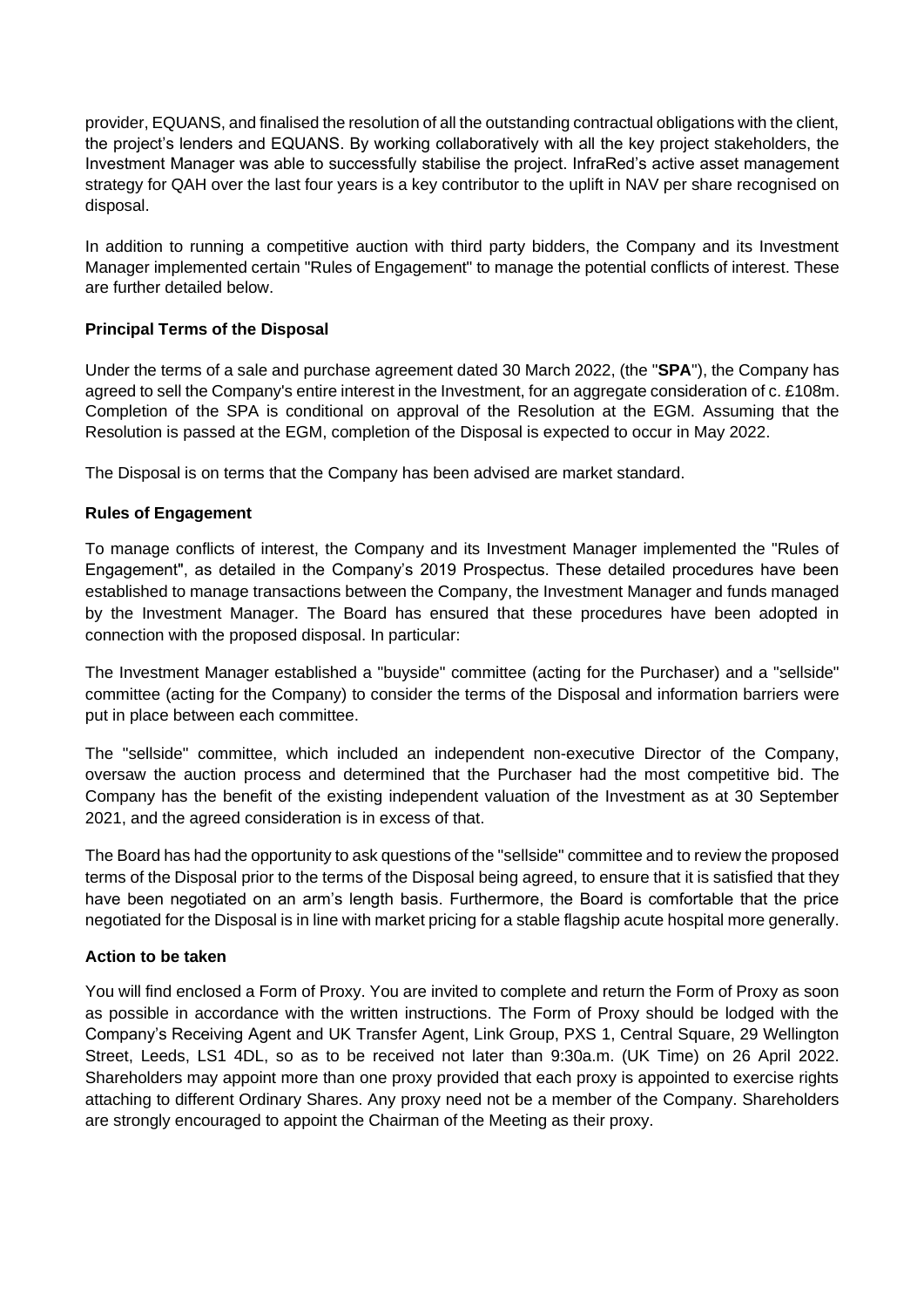provider, EQUANS, and finalised the resolution of all the outstanding contractual obligations with the client, the project's lenders and EQUANS. By working collaboratively with all the key project stakeholders, the Investment Manager was able to successfully stabilise the project. InfraRed's active asset management strategy for QAH over the last four years is a key contributor to the uplift in NAV per share recognised on disposal.

In addition to running a competitive auction with third party bidders, the Company and its Investment Manager implemented certain "Rules of Engagement" to manage the potential conflicts of interest. These are further detailed below.

**Principal Terms of the Disposal**

Under the terms of a sale and purchase agreement dated 30 March 2022, (the "**SPA**"), the Company has agreed to sell the Company's entire interest in the Investment, for an aggregate consideration of c. £108m. Completion of the SPA is conditional on approval of the Resolution at the EGM. Assuming that the Resolution is passed at the EGM, completion of the Disposal is expected to occur in May 2022.

The Disposal is on terms that the Company has been advised are market standard.

**Rules of Engagement**

To manage conflicts of interest, the Company and its Investment Manager implemented the "Rules of Engagement", as detailed in the Company's 2019 Prospectus. These detailed procedures have been established to manage transactions between the Company, the Investment Manager and funds managed by the Investment Manager. The Board has ensured that these procedures have been adopted in connection with the proposed disposal. In particular:

The Investment Manager established a "buyside" committee (acting for the Purchaser) and a "sellside" committee (acting for the Company) to consider the terms of the Disposal and information barriers were put in place between each committee.

The "sellside" committee, which included an independent non-executive Director of the Company, oversaw the auction process and determined that the Purchaser had the most competitive bid. The Company has the benefit of the existing independent valuation of the Investment as at 30 September 2021, and the agreed consideration is in excess of that.

The Board has had the opportunity to ask questions of the "sellside" committee and to review the proposed terms of the Disposal prior to the terms of the Disposal being agreed, to ensure that it is satisfied that they have been negotiated on an arm's length basis. Furthermore, the Board is comfortable that the price negotiated for the Disposal is in line with market pricing for a stable flagship acute hospital more generally.

**Action to be taken**

You will find enclosed a Form of Proxy. You are invited to complete and return the Form of Proxy as soon as possible in accordance with the written instructions. The Form of Proxy should be lodged with the Company's Receiving Agent and UK Transfer Agent, Link Group, PXS 1, Central Square, 29 Wellington Street, Leeds, LS1 4DL, so as to be received not later than 9:30a.m. (UK Time) on 26 April 2022. Shareholders may appoint more than one proxy provided that each proxy is appointed to exercise rights attaching to different Ordinary Shares. Any proxy need not be a member of the Company. Shareholders are strongly encouraged to appoint the Chairman of the Meeting as their proxy.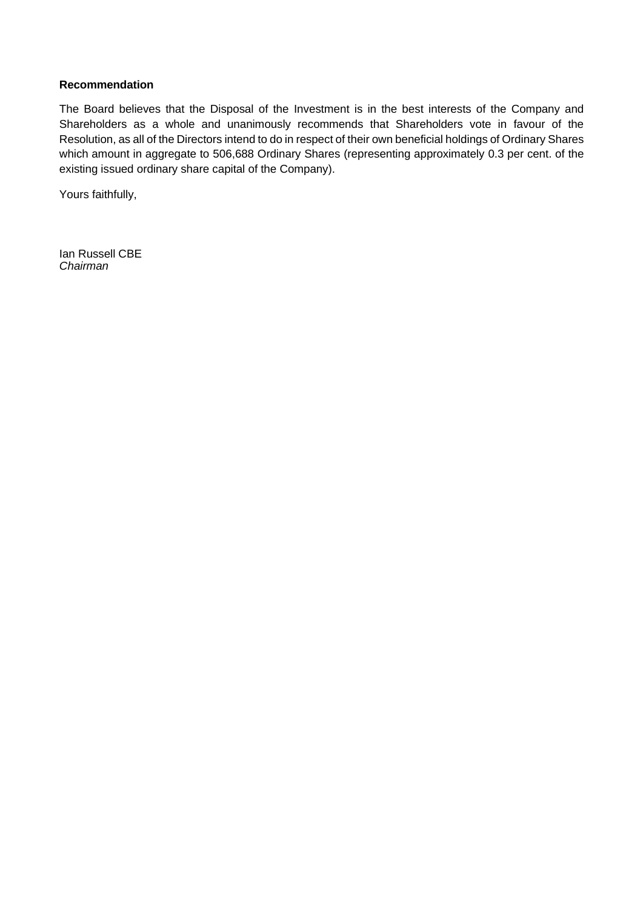**Recommendation**

The Board believes that the Disposal of the Investment is in the best interests of the Company and Shareholders as a whole and unanimously recommends that Shareholders vote in favour of the Resolution, as all of the Directors intend to do in respect of their own beneficial holdings of Ordinary Shares which amount in aggregate to 506,688 Ordinary Shares (representing approximately 0.3 per cent. of the existing issued ordinary share capital of the Company).

Yours faithfully,

Ian Russell CBE
*Chairman*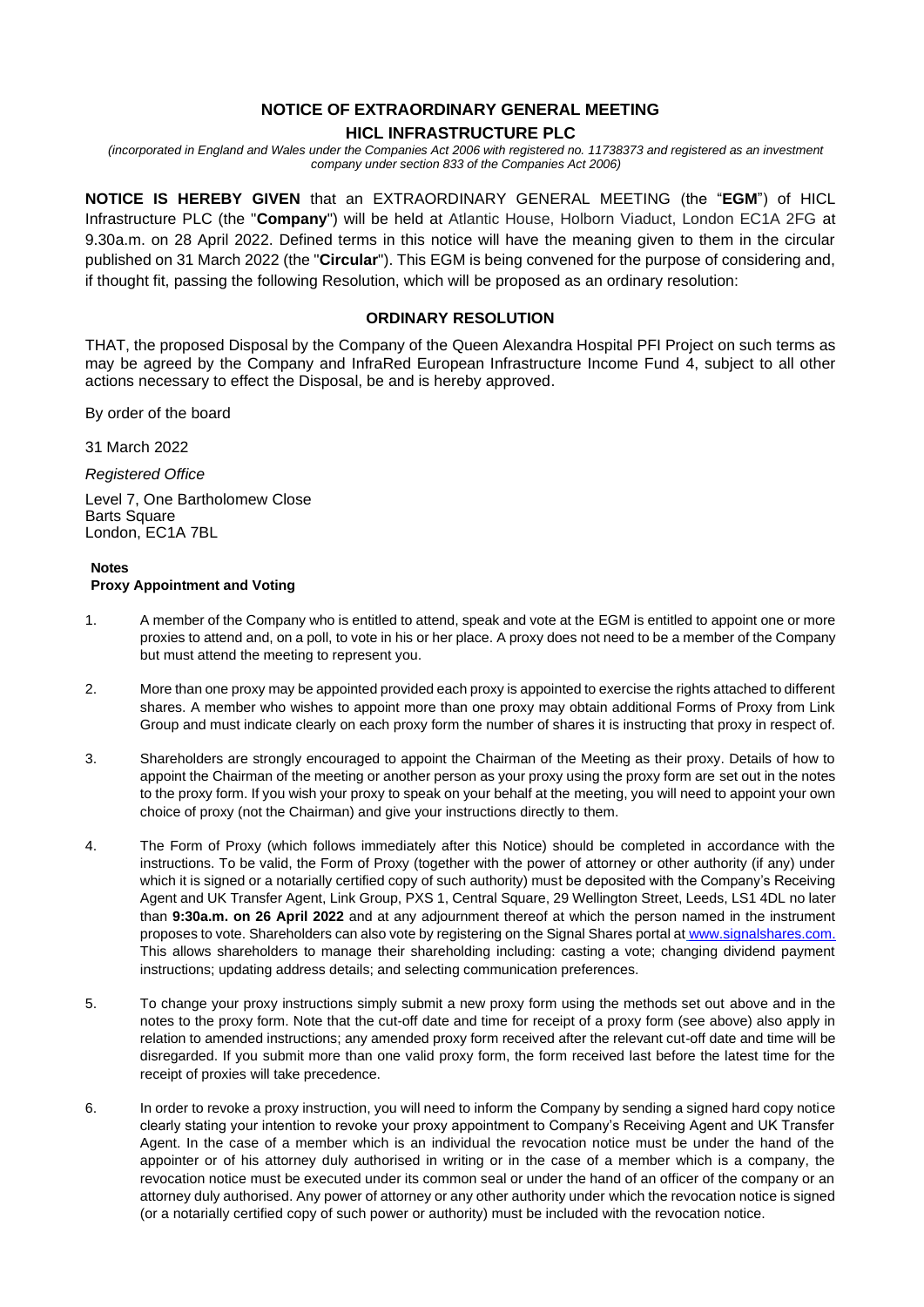# NOTICE OF EXTRAORDINARY GENERAL MEETING

## HICL INFRASTRUCTURE PLC

*(incorporated in England and Wales under the Companies Act 2006 with registered no. 11738373 and registered as an investment company under section 833 of the Companies Act 2006)*

**NOTICE IS HEREBY GIVEN** that an EXTRAORDINARY GENERAL MEETING (the "**EGM**") of HICL Infrastructure PLC (the "**Company**") will be held at Atlantic House, Holborn Viaduct, London EC1A 2FG at 9.30a.m. on 28 April 2022. Defined terms in this notice will have the meaning given to them in the circular published on 31 March 2022 (the "**Circular**"). This EGM is being convened for the purpose of considering and, if thought fit, passing the following Resolution, which will be proposed as an ordinary resolution:

### ORDINARY RESOLUTION

THAT, the proposed Disposal by the Company of the Queen Alexandra Hospital PFI Project on such terms as may be agreed by the Company and InfraRed European Infrastructure Income Fund 4, subject to all other actions necessary to effect the Disposal, be and is hereby approved.

By order of the board

31 March 2022

*Registered Office*

Level 7, One Bartholomew Close
Barts Square
London, EC1A 7BL

**Notes**
**Proxy Appointment and Voting**

1. A member of the Company who is entitled to attend, speak and vote at the EGM is entitled to appoint one or more proxies to attend and, on a poll, to vote in his or her place. A proxy does not need to be a member of the Company but must attend the meeting to represent you.

2. More than one proxy may be appointed provided each proxy is appointed to exercise the rights attached to different shares. A member who wishes to appoint more than one proxy may obtain additional Forms of Proxy from Link Group and must indicate clearly on each proxy form the number of shares it is instructing that proxy in respect of.

3. Shareholders are strongly encouraged to appoint the Chairman of the Meeting as their proxy. Details of how to appoint the Chairman of the meeting or another person as your proxy using the proxy form are set out in the notes to the proxy form. If you wish your proxy to speak on your behalf at the meeting, you will need to appoint your own choice of proxy (not the Chairman) and give your instructions directly to them.

4. The Form of Proxy (which follows immediately after this Notice) should be completed in accordance with the instructions. To be valid, the Form of Proxy (together with the power of attorney or other authority (if any) under which it is signed or a notarially certified copy of such authority) must be deposited with the Company's Receiving Agent and UK Transfer Agent, Link Group, PXS 1, Central Square, 29 Wellington Street, Leeds, LS1 4DL no later than **9:30a.m. on 26 April 2022** and at any adjournment thereof at which the person named in the instrument proposes to vote. Shareholders can also vote by registering on the Signal Shares portal at www.signalshares.com. This allows shareholders to manage their shareholding including: casting a vote; changing dividend payment instructions; updating address details; and selecting communication preferences.

5. To change your proxy instructions simply submit a new proxy form using the methods set out above and in the notes to the proxy form. Note that the cut-off date and time for receipt of a proxy form (see above) also apply in relation to amended instructions; any amended proxy form received after the relevant cut-off date and time will be disregarded. If you submit more than one valid proxy form, the form received last before the latest time for the receipt of proxies will take precedence.

6. In order to revoke a proxy instruction, you will need to inform the Company by sending a signed hard copy notice clearly stating your intention to revoke your proxy appointment to Company's Receiving Agent and UK Transfer Agent. In the case of a member which is an individual the revocation notice must be under the hand of the appointer or of his attorney duly authorised in writing or in the case of a member which is a company, the revocation notice must be executed under its common seal or under the hand of an officer of the company or an attorney duly authorised. Any power of attorney or any other authority under which the revocation notice is signed (or a notarially certified copy of such power or authority) must be included with the revocation notice.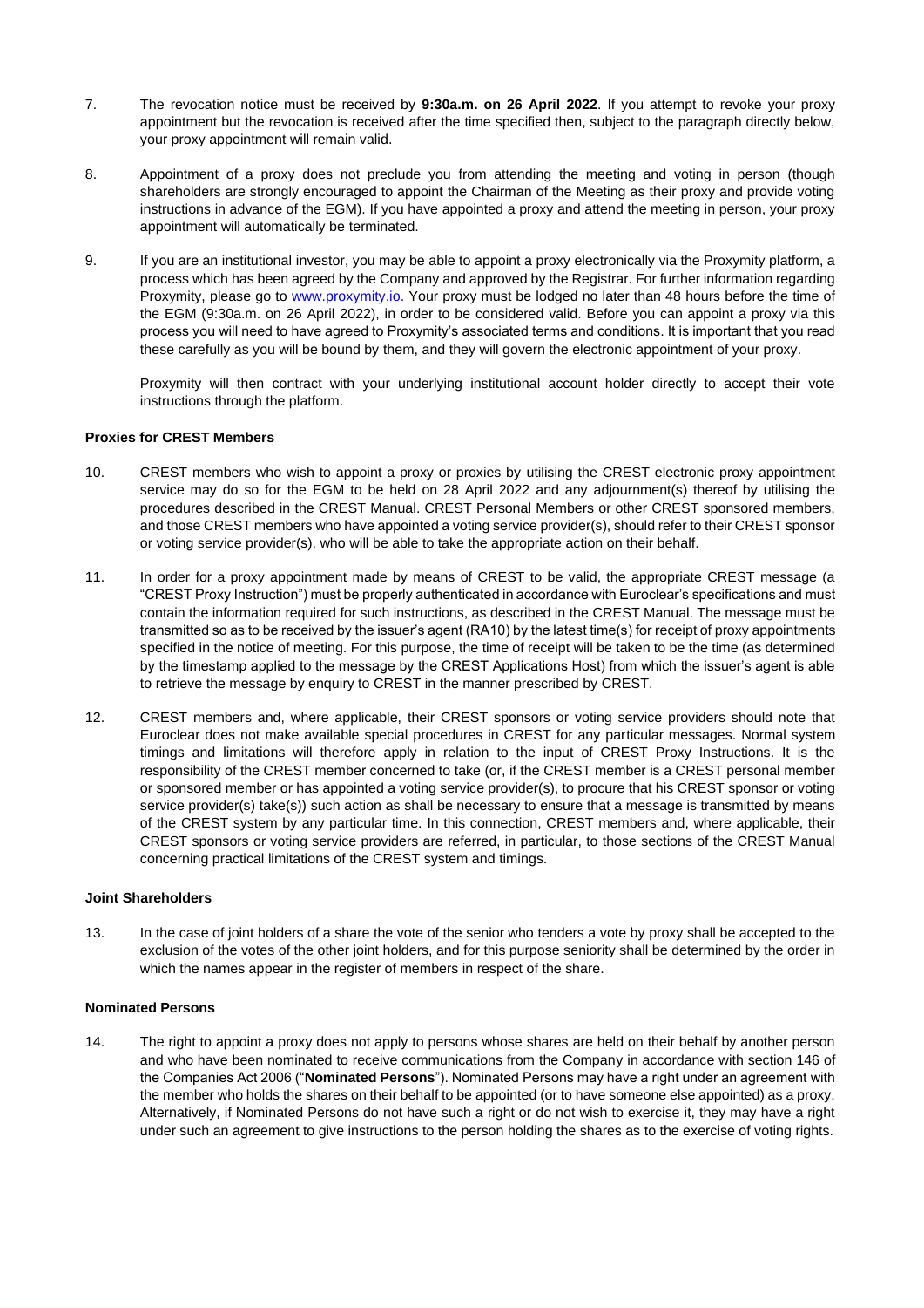7. The revocation notice must be received by **9:30a.m. on 26 April 2022**. If you attempt to revoke your proxy appointment but the revocation is received after the time specified then, subject to the paragraph directly below, your proxy appointment will remain valid.

8. Appointment of a proxy does not preclude you from attending the meeting and voting in person (though shareholders are strongly encouraged to appoint the Chairman of the Meeting as their proxy and provide voting instructions in advance of the EGM). If you have appointed a proxy and attend the meeting in person, your proxy appointment will automatically be terminated.

9. If you are an institutional investor, you may be able to appoint a proxy electronically via the Proxymity platform, a process which has been agreed by the Company and approved by the Registrar. For further information regarding Proxymity, please go to www.proxymity.io. Your proxy must be lodged no later than 48 hours before the time of the EGM (9:30a.m. on 26 April 2022), in order to be considered valid. Before you can appoint a proxy via this process you will need to have agreed to Proxymity's associated terms and conditions. It is important that you read these carefully as you will be bound by them, and they will govern the electronic appointment of your proxy.

   Proxymity will then contract with your underlying institutional account holder directly to accept their vote instructions through the platform.

**Proxies for CREST Members**

10. CREST members who wish to appoint a proxy or proxies by utilising the CREST electronic proxy appointment service may do so for the EGM to be held on 28 April 2022 and any adjournment(s) thereof by utilising the procedures described in the CREST Manual. CREST Personal Members or other CREST sponsored members, and those CREST members who have appointed a voting service provider(s), should refer to their CREST sponsor or voting service provider(s), who will be able to take the appropriate action on their behalf.

11. In order for a proxy appointment made by means of CREST to be valid, the appropriate CREST message (a "CREST Proxy Instruction") must be properly authenticated in accordance with Euroclear's specifications and must contain the information required for such instructions, as described in the CREST Manual. The message must be transmitted so as to be received by the issuer's agent (RA10) by the latest time(s) for receipt of proxy appointments specified in the notice of meeting. For this purpose, the time of receipt will be taken to be the time (as determined by the timestamp applied to the message by the CREST Applications Host) from which the issuer's agent is able to retrieve the message by enquiry to CREST in the manner prescribed by CREST.

12. CREST members and, where applicable, their CREST sponsors or voting service providers should note that Euroclear does not make available special procedures in CREST for any particular messages. Normal system timings and limitations will therefore apply in relation to the input of CREST Proxy Instructions. It is the responsibility of the CREST member concerned to take (or, if the CREST member is a CREST personal member or sponsored member or has appointed a voting service provider(s), to procure that his CREST sponsor or voting service provider(s) take(s)) such action as shall be necessary to ensure that a message is transmitted by means of the CREST system by any particular time. In this connection, CREST members and, where applicable, their CREST sponsors or voting service providers are referred, in particular, to those sections of the CREST Manual concerning practical limitations of the CREST system and timings.

**Joint Shareholders**

13. In the case of joint holders of a share the vote of the senior who tenders a vote by proxy shall be accepted to the exclusion of the votes of the other joint holders, and for this purpose seniority shall be determined by the order in which the names appear in the register of members in respect of the share.

**Nominated Persons**

14. The right to appoint a proxy does not apply to persons whose shares are held on their behalf by another person and who have been nominated to receive communications from the Company in accordance with section 146 of the Companies Act 2006 ("**Nominated Persons**"). Nominated Persons may have a right under an agreement with the member who holds the shares on their behalf to be appointed (or to have someone else appointed) as a proxy. Alternatively, if Nominated Persons do not have such a right or do not wish to exercise it, they may have a right under such an agreement to give instructions to the person holding the shares as to the exercise of voting rights.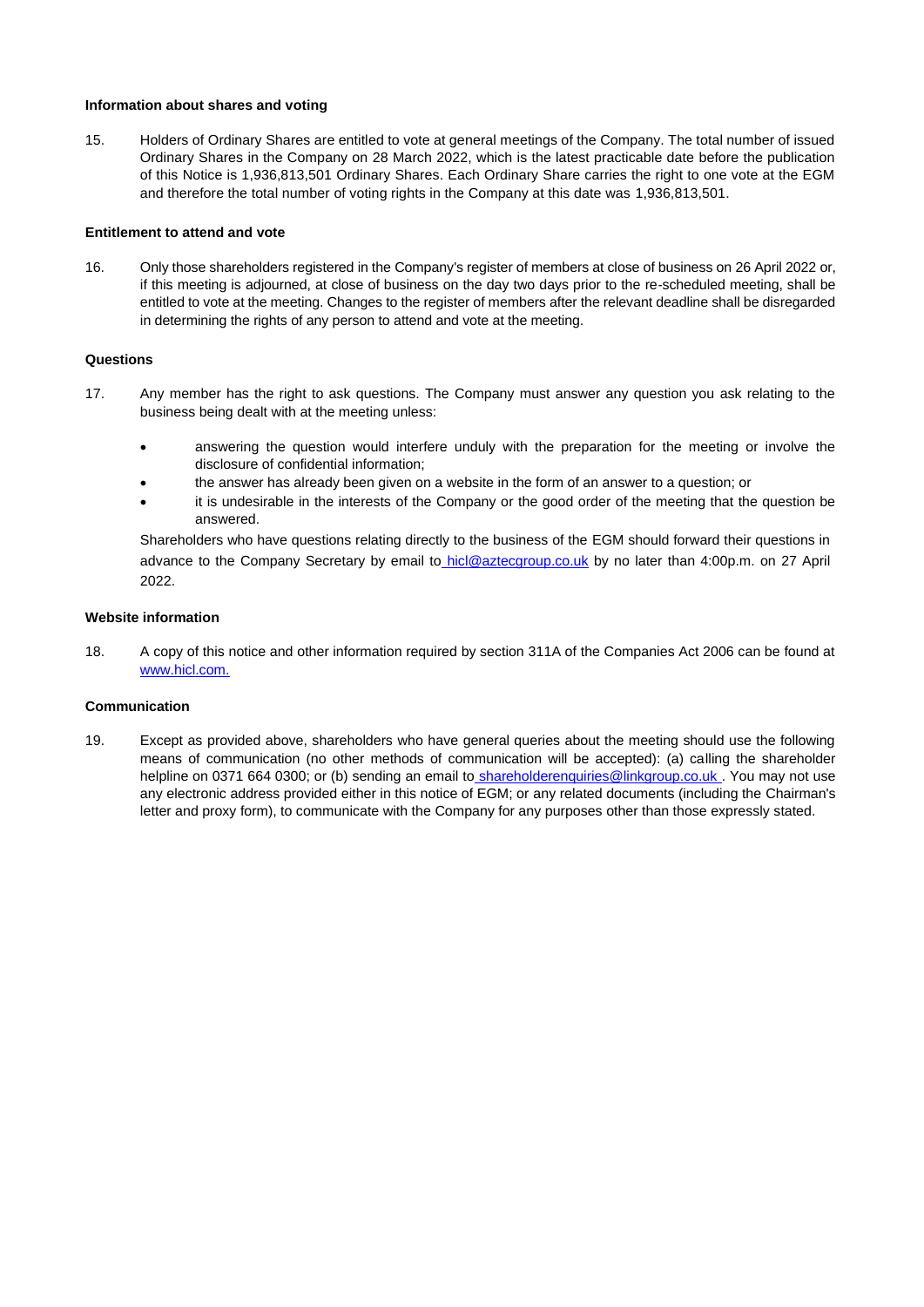**Information about shares and voting**

15. Holders of Ordinary Shares are entitled to vote at general meetings of the Company. The total number of issued Ordinary Shares in the Company on 28 March 2022, which is the latest practicable date before the publication of this Notice is 1,936,813,501 Ordinary Shares. Each Ordinary Share carries the right to one vote at the EGM and therefore the total number of voting rights in the Company at this date was 1,936,813,501.

**Entitlement to attend and vote**

16. Only those shareholders registered in the Company's register of members at close of business on 26 April 2022 or, if this meeting is adjourned, at close of business on the day two days prior to the re-scheduled meeting, shall be entitled to vote at the meeting. Changes to the register of members after the relevant deadline shall be disregarded in determining the rights of any person to attend and vote at the meeting.

**Questions**

17. Any member has the right to ask questions. The Company must answer any question you ask relating to the business being dealt with at the meeting unless:

    - answering the question would interfere unduly with the preparation for the meeting or involve the disclosure of confidential information;
    - the answer has already been given on a website in the form of an answer to a question; or
    - it is undesirable in the interests of the Company or the good order of the meeting that the question be answered.

    Shareholders who have questions relating directly to the business of the EGM should forward their questions in advance to the Company Secretary by email to hicl@aztecgroup.co.uk by no later than 4:00p.m. on 27 April 2022.

**Website information**

18. A copy of this notice and other information required by section 311A of the Companies Act 2006 can be found at www.hicl.com.

**Communication**

19. Except as provided above, shareholders who have general queries about the meeting should use the following means of communication (no other methods of communication will be accepted): (a) calling the shareholder helpline on 0371 664 0300; or (b) sending an email to shareholderenquiries@linkgroup.co.uk . You may not use any electronic address provided either in this notice of EGM; or any related documents (including the Chairman's letter and proxy form), to communicate with the Company for any purposes other than those expressly stated.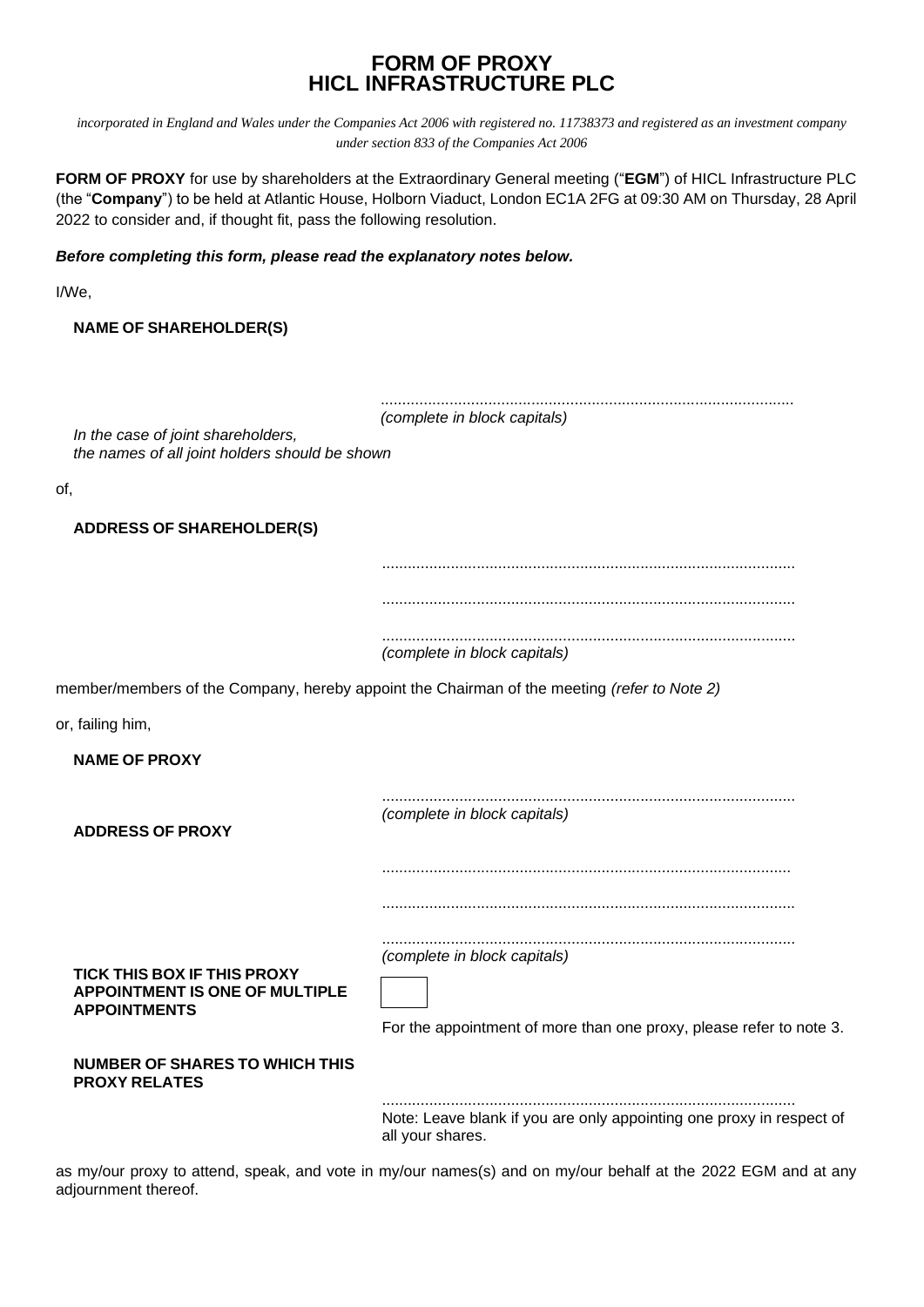# FORM OF PROXY
# HICL INFRASTRUCTURE PLC

*incorporated in England and Wales under the Companies Act 2006 with registered no. 11738373 and registered as an investment company under section 833 of the Companies Act 2006*

**FORM OF PROXY** for use by shareholders at the Extraordinary General meeting ("**EGM**") of HICL Infrastructure PLC (the "**Company**") to be held at Atlantic House, Holborn Viaduct, London EC1A 2FG at 09:30 AM on Thursday, 28 April 2022 to consider and, if thought fit, pass the following resolution.

***Before completing this form, please read the explanatory notes below.***

I/We,

**NAME OF SHAREHOLDER(S)**

*In the case of joint shareholders, the names of all joint holders should be shown*

..............................................................................................
*(complete in block capitals)*

of,

**ADDRESS OF SHAREHOLDER(S)**

..............................................................................................

..............................................................................................

..............................................................................................
*(complete in block capitals)*

member/members of the Company, hereby appoint the Chairman of the meeting *(refer to Note 2)*

or, failing him,

**NAME OF PROXY**

..............................................................................................
*(complete in block capitals)*

**ADDRESS OF PROXY**

..............................................................................................

..............................................................................................

..............................................................................................
*(complete in block capitals)*

**TICK THIS BOX IF THIS PROXY APPOINTMENT IS ONE OF MULTIPLE APPOINTMENTS**

☐

For the appointment of more than one proxy, please refer to note 3.

**NUMBER OF SHARES TO WHICH THIS PROXY RELATES**

..............................................................................................
Note: Leave blank if you are only appointing one proxy in respect of all your shares.

as my/our proxy to attend, speak, and vote in my/our names(s) and on my/our behalf at the 2022 EGM and at any adjournment thereof.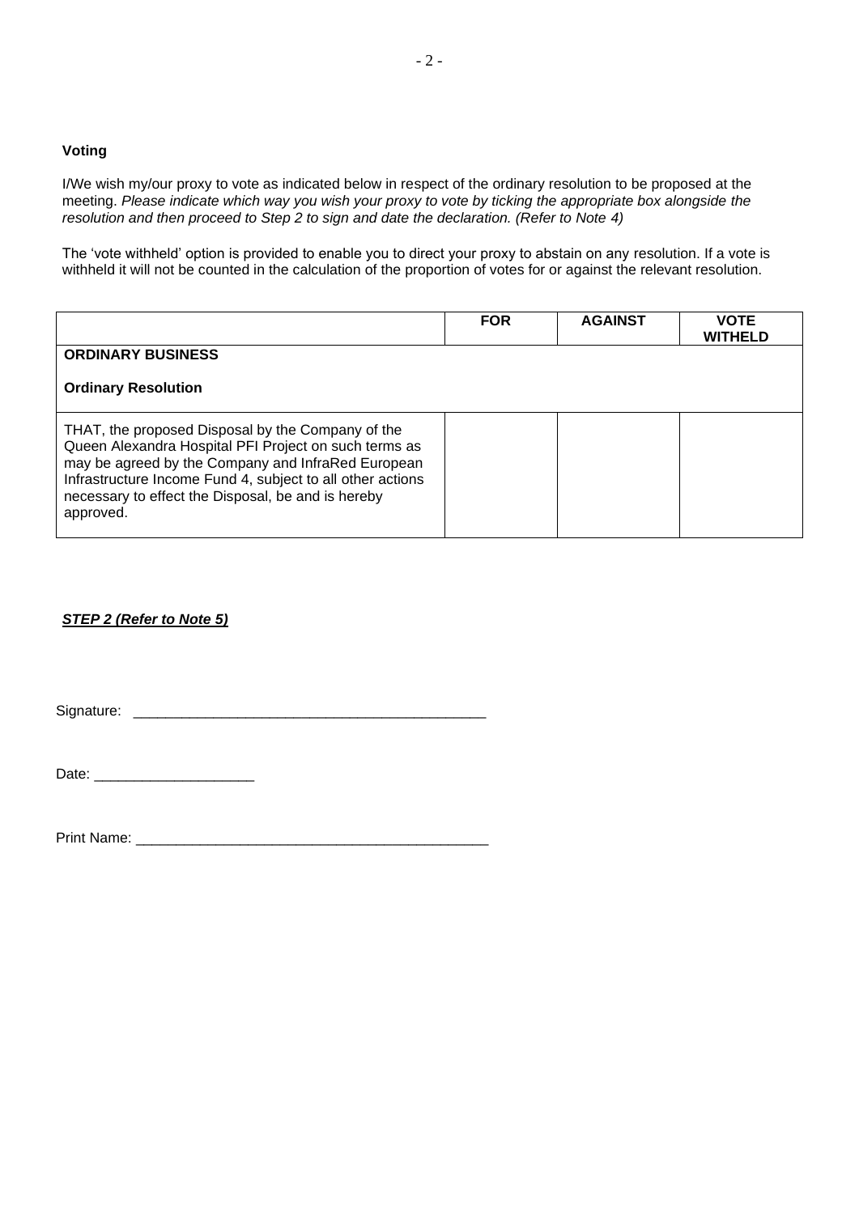**Voting**

I/We wish my/our proxy to vote as indicated below in respect of the ordinary resolution to be proposed at the meeting. *Please indicate which way you wish your proxy to vote by ticking the appropriate box alongside the resolution and then proceed to Step 2 to sign and date the declaration. (Refer to Note 4)*

The 'vote withheld' option is provided to enable you to direct your proxy to abstain on any resolution. If a vote is withheld it will not be counted in the calculation of the proportion of votes for or against the relevant resolution.

| | **FOR** | **AGAINST** | **VOTE WITHELD** |
|---|---|---|---|
| **ORDINARY BUSINESS**<br><br>**Ordinary Resolution** | | | |
| THAT, the proposed Disposal by the Company of the Queen Alexandra Hospital PFI Project on such terms as may be agreed by the Company and InfraRed European Infrastructure Income Fund 4, subject to all other actions necessary to effect the Disposal, be and is hereby approved. | | | |

***STEP 2 (Refer to Note 5)***

Signature: ______________________________________________

Date: ____________________

Print Name: ______________________________________________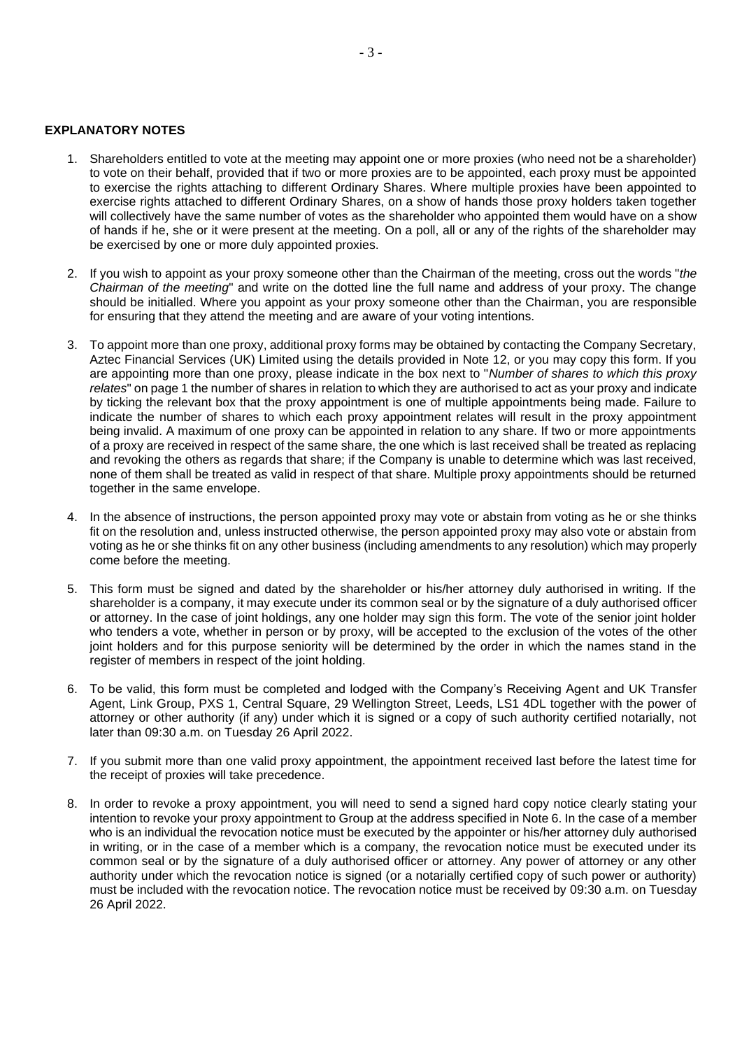**EXPLANATORY NOTES**

1. Shareholders entitled to vote at the meeting may appoint one or more proxies (who need not be a shareholder) to vote on their behalf, provided that if two or more proxies are to be appointed, each proxy must be appointed to exercise the rights attaching to different Ordinary Shares. Where multiple proxies have been appointed to exercise rights attached to different Ordinary Shares, on a show of hands those proxy holders taken together will collectively have the same number of votes as the shareholder who appointed them would have on a show of hands if he, she or it were present at the meeting. On a poll, all or any of the rights of the shareholder may be exercised by one or more duly appointed proxies.

2. If you wish to appoint as your proxy someone other than the Chairman of the meeting, cross out the words "*the Chairman of the meeting*" and write on the dotted line the full name and address of your proxy. The change should be initialled. Where you appoint as your proxy someone other than the Chairman, you are responsible for ensuring that they attend the meeting and are aware of your voting intentions.

3. To appoint more than one proxy, additional proxy forms may be obtained by contacting the Company Secretary, Aztec Financial Services (UK) Limited using the details provided in Note 12, or you may copy this form. If you are appointing more than one proxy, please indicate in the box next to "*Number of shares to which this proxy relates*" on page 1 the number of shares in relation to which they are authorised to act as your proxy and indicate by ticking the relevant box that the proxy appointment is one of multiple appointments being made. Failure to indicate the number of shares to which each proxy appointment relates will result in the proxy appointment being invalid. A maximum of one proxy can be appointed in relation to any share. If two or more appointments of a proxy are received in respect of the same share, the one which is last received shall be treated as replacing and revoking the others as regards that share; if the Company is unable to determine which was last received, none of them shall be treated as valid in respect of that share. Multiple proxy appointments should be returned together in the same envelope.

4. In the absence of instructions, the person appointed proxy may vote or abstain from voting as he or she thinks fit on the resolution and, unless instructed otherwise, the person appointed proxy may also vote or abstain from voting as he or she thinks fit on any other business (including amendments to any resolution) which may properly come before the meeting.

5. This form must be signed and dated by the shareholder or his/her attorney duly authorised in writing. If the shareholder is a company, it may execute under its common seal or by the signature of a duly authorised officer or attorney. In the case of joint holdings, any one holder may sign this form. The vote of the senior joint holder who tenders a vote, whether in person or by proxy, will be accepted to the exclusion of the votes of the other joint holders and for this purpose seniority will be determined by the order in which the names stand in the register of members in respect of the joint holding.

6. To be valid, this form must be completed and lodged with the Company's Receiving Agent and UK Transfer Agent, Link Group, PXS 1, Central Square, 29 Wellington Street, Leeds, LS1 4DL together with the power of attorney or other authority (if any) under which it is signed or a copy of such authority certified notarially, not later than 09:30 a.m. on Tuesday 26 April 2022.

7. If you submit more than one valid proxy appointment, the appointment received last before the latest time for the receipt of proxies will take precedence.

8. In order to revoke a proxy appointment, you will need to send a signed hard copy notice clearly stating your intention to revoke your proxy appointment to Group at the address specified in Note 6. In the case of a member who is an individual the revocation notice must be executed by the appointer or his/her attorney duly authorised in writing, or in the case of a member which is a company, the revocation notice must be executed under its common seal or by the signature of a duly authorised officer or attorney. Any power of attorney or any other authority under which the revocation notice is signed (or a notarially certified copy of such power or authority) must be included with the revocation notice. The revocation notice must be received by 09:30 a.m. on Tuesday 26 April 2022.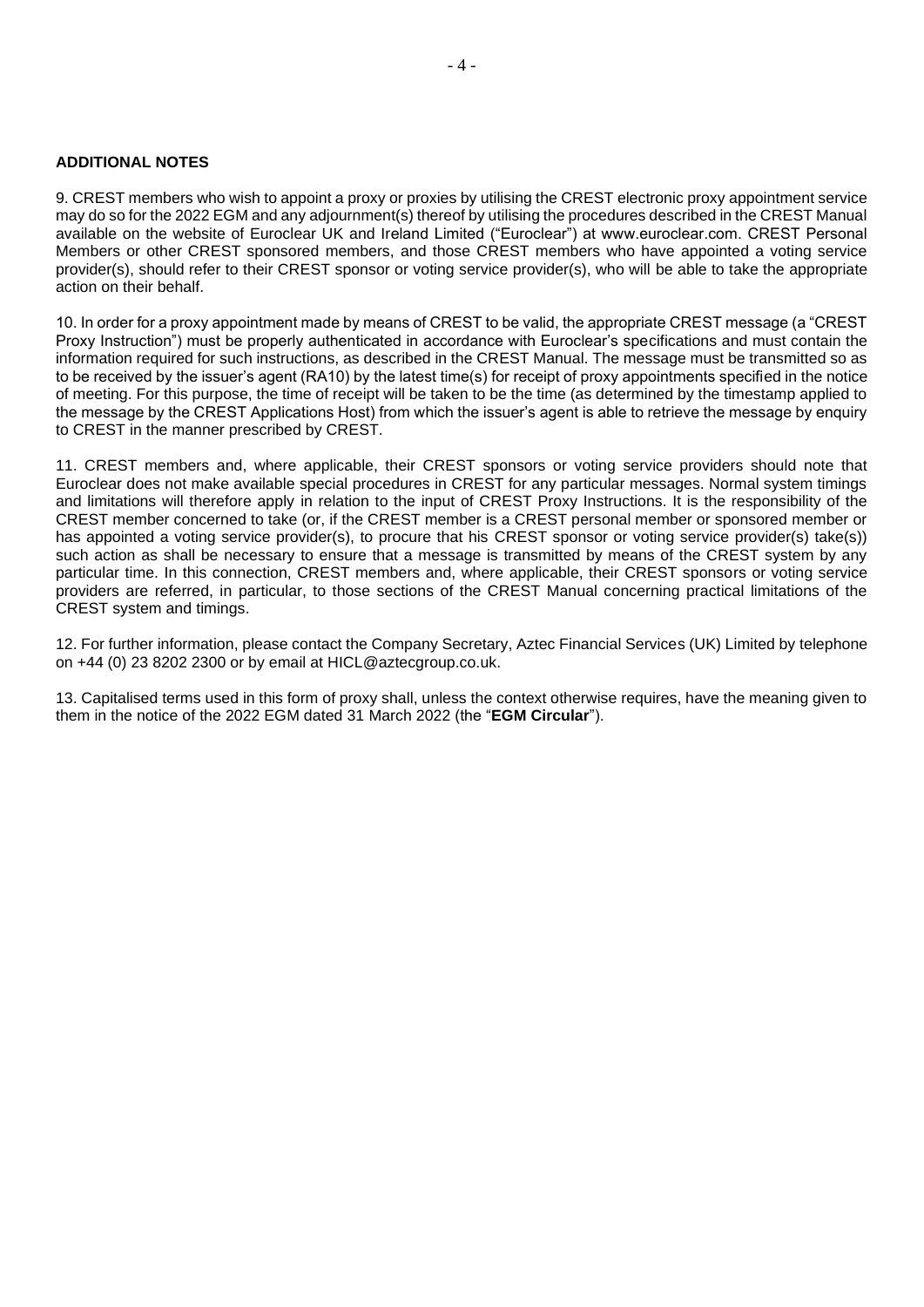**ADDITIONAL NOTES**

9. CREST members who wish to appoint a proxy or proxies by utilising the CREST electronic proxy appointment service may do so for the 2022 EGM and any adjournment(s) thereof by utilising the procedures described in the CREST Manual available on the website of Euroclear UK and Ireland Limited ("Euroclear") at www.euroclear.com. CREST Personal Members or other CREST sponsored members, and those CREST members who have appointed a voting service provider(s), should refer to their CREST sponsor or voting service provider(s), who will be able to take the appropriate action on their behalf.

10. In order for a proxy appointment made by means of CREST to be valid, the appropriate CREST message (a "CREST Proxy Instruction") must be properly authenticated in accordance with Euroclear's specifications and must contain the information required for such instructions, as described in the CREST Manual. The message must be transmitted so as to be received by the issuer's agent (RA10) by the latest time(s) for receipt of proxy appointments specified in the notice of meeting. For this purpose, the time of receipt will be taken to be the time (as determined by the timestamp applied to the message by the CREST Applications Host) from which the issuer's agent is able to retrieve the message by enquiry to CREST in the manner prescribed by CREST.

11. CREST members and, where applicable, their CREST sponsors or voting service providers should note that Euroclear does not make available special procedures in CREST for any particular messages. Normal system timings and limitations will therefore apply in relation to the input of CREST Proxy Instructions. It is the responsibility of the CREST member concerned to take (or, if the CREST member is a CREST personal member or sponsored member or has appointed a voting service provider(s), to procure that his CREST sponsor or voting service provider(s) take(s)) such action as shall be necessary to ensure that a message is transmitted by means of the CREST system by any particular time. In this connection, CREST members and, where applicable, their CREST sponsors or voting service providers are referred, in particular, to those sections of the CREST Manual concerning practical limitations of the CREST system and timings.

12. For further information, please contact the Company Secretary, Aztec Financial Services (UK) Limited by telephone on +44 (0) 23 8202 2300 or by email at HICL@aztecgroup.co.uk.

13. Capitalised terms used in this form of proxy shall, unless the context otherwise requires, have the meaning given to them in the notice of the 2022 EGM dated 31 March 2022 (the "**EGM Circular**").